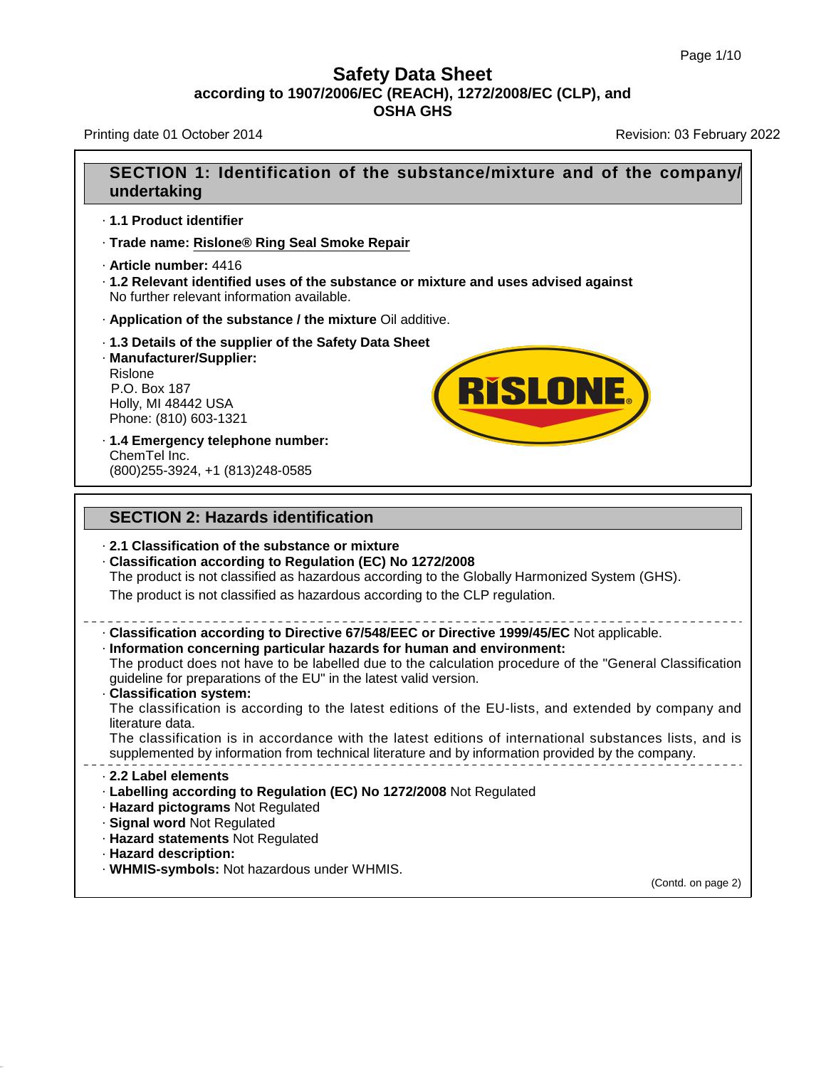# Safety Data Sheet

**according to 1907/2006/EC (REACH), 1272/2008/EC (CLP), and OSHA GHS**

Printing date 01 October 2014 Revision: 03 February 2022

## SECTION 1: Identification of the substance/mixture and of the company/undertaking

· **1.1 Product identifier**

· **Trade name: Rislone® Ring Seal Smoke Repair**

· **Article number:** 4416

· **1.2 Relevant identified uses of the substance or mixture and uses advised against**
No further relevant information available.

· **Application of the substance / the mixture** Oil additive.

· **1.3 Details of the supplier of the Safety Data Sheet**

· **Manufacturer/Supplier:**
Rislone
P.O. Box 187
Holly, MI 48442 USA
Phone: (810) 603-1321

· **1.4 Emergency telephone number:**
ChemTel Inc.
(800)255-3924, +1 (813)248-0585

## SECTION 2: Hazards identification

· **2.1 Classification of the substance or mixture**

· **Classification according to Regulation (EC) No 1272/2008**
The product is not classified as hazardous according to the Globally Harmonized System (GHS).
The product is not classified as hazardous according to the CLP regulation.

· **Classification according to Directive 67/548/EEC or Directive 1999/45/EC** Not applicable.

· **Information concerning particular hazards for human and environment:**
The product does not have to be labelled due to the calculation procedure of the "General Classification guideline for preparations of the EU" in the latest valid version.

· **Classification system:**
The classification is according to the latest editions of the EU-lists, and extended by company and literature data.
The classification is in accordance with the latest editions of international substances lists, and is supplemented by information from technical literature and by information provided by the company.

· **2.2 Label elements**

· **Labelling according to Regulation (EC) No 1272/2008** Not Regulated

· **Hazard pictograms** Not Regulated

· **Signal word** Not Regulated

· **Hazard statements** Not Regulated

· **Hazard description:**

· **WHMIS-symbols:** Not hazardous under WHMIS.

(Contd. on page 2)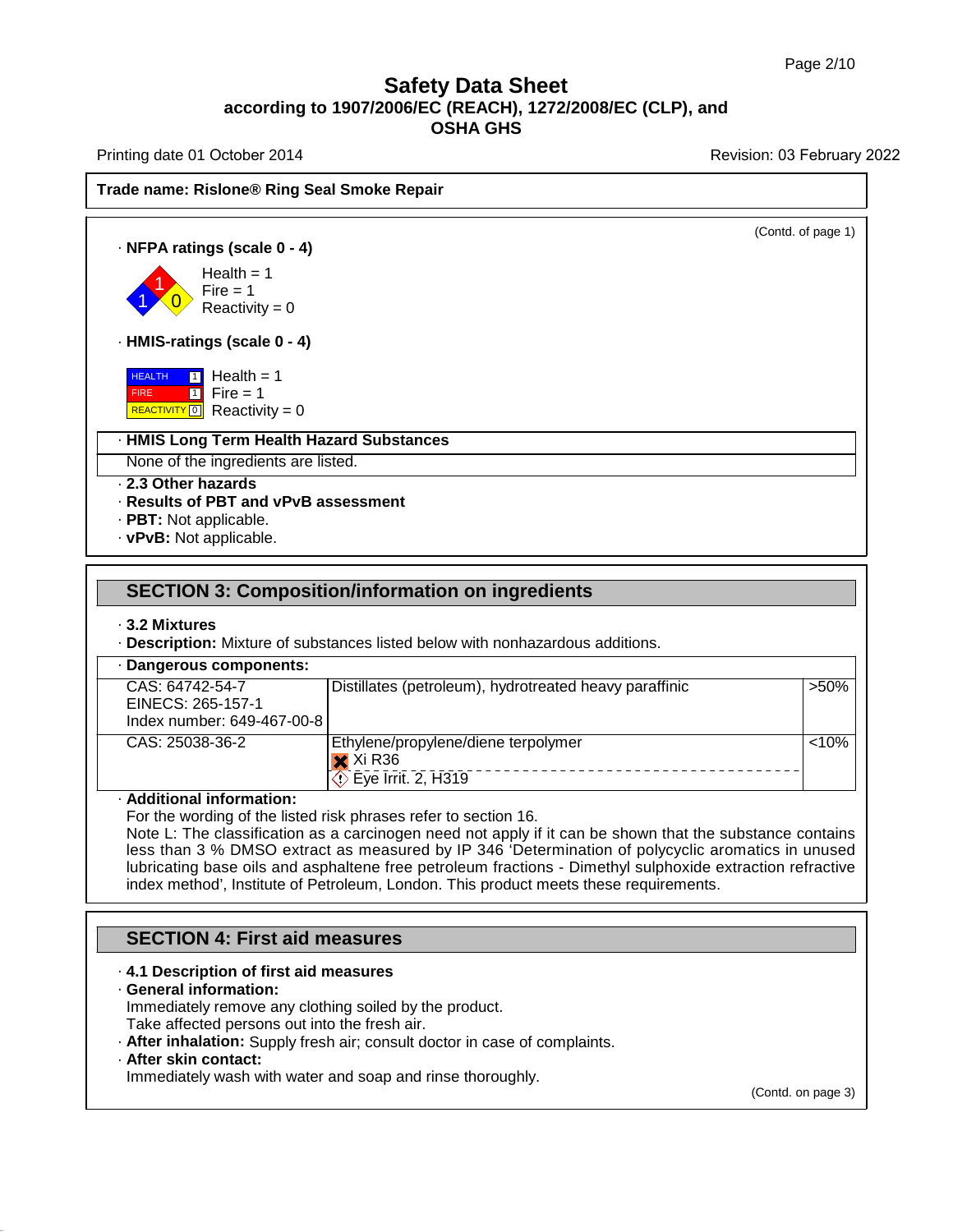# Safety Data Sheet
**according to 1907/2006/EC (REACH), 1272/2008/EC (CLP), and OSHA GHS**

Printing date 01 October 2014 Revision: 03 February 2022

**Trade name: Rislone® Ring Seal Smoke Repair**

(Contd. of page 1)

· **NFPA ratings (scale 0 - 4)**

Health = 1
Fire = 1
Reactivity = 0

· **HMIS-ratings (scale 0 - 4)**

HEALTH 1 Health = 1
FIRE 1 Fire = 1
REACTIVITY 0 Reactivity = 0

· **HMIS Long Term Health Hazard Substances**

None of the ingredients are listed.

· **2.3 Other hazards**
· **Results of PBT and vPvB assessment**
· **PBT:** Not applicable.
· **vPvB:** Not applicable.

## SECTION 3: Composition/information on ingredients

· **3.2 Mixtures**
· **Description:** Mixture of substances listed below with nonhazardous additions.

| · Dangerous components: | | |
|---|---|---|
| CAS: 64742-54-7<br>EINECS: 265-157-1<br>Index number: 649-467-00-8 | Distillates (petroleum), hydrotreated heavy paraffinic | >50% |
| CAS: 25038-36-2 | Ethylene/propylene/diene terpolymer<br>Xi R36<br>Eye Irrit. 2, H319 | <10% |

· **Additional information:**
For the wording of the listed risk phrases refer to section 16.
Note L: The classification as a carcinogen need not apply if it can be shown that the substance contains less than 3 % DMSO extract as measured by IP 346 'Determination of polycyclic aromatics in unused lubricating base oils and asphaltene free petroleum fractions - Dimethyl sulphoxide extraction refractive index method', Institute of Petroleum, London. This product meets these requirements.

## SECTION 4: First aid measures

· **4.1 Description of first aid measures**
· **General information:**
Immediately remove any clothing soiled by the product.
Take affected persons out into the fresh air.
· **After inhalation:** Supply fresh air; consult doctor in case of complaints.
· **After skin contact:**
Immediately wash with water and soap and rinse thoroughly.

(Contd. on page 3)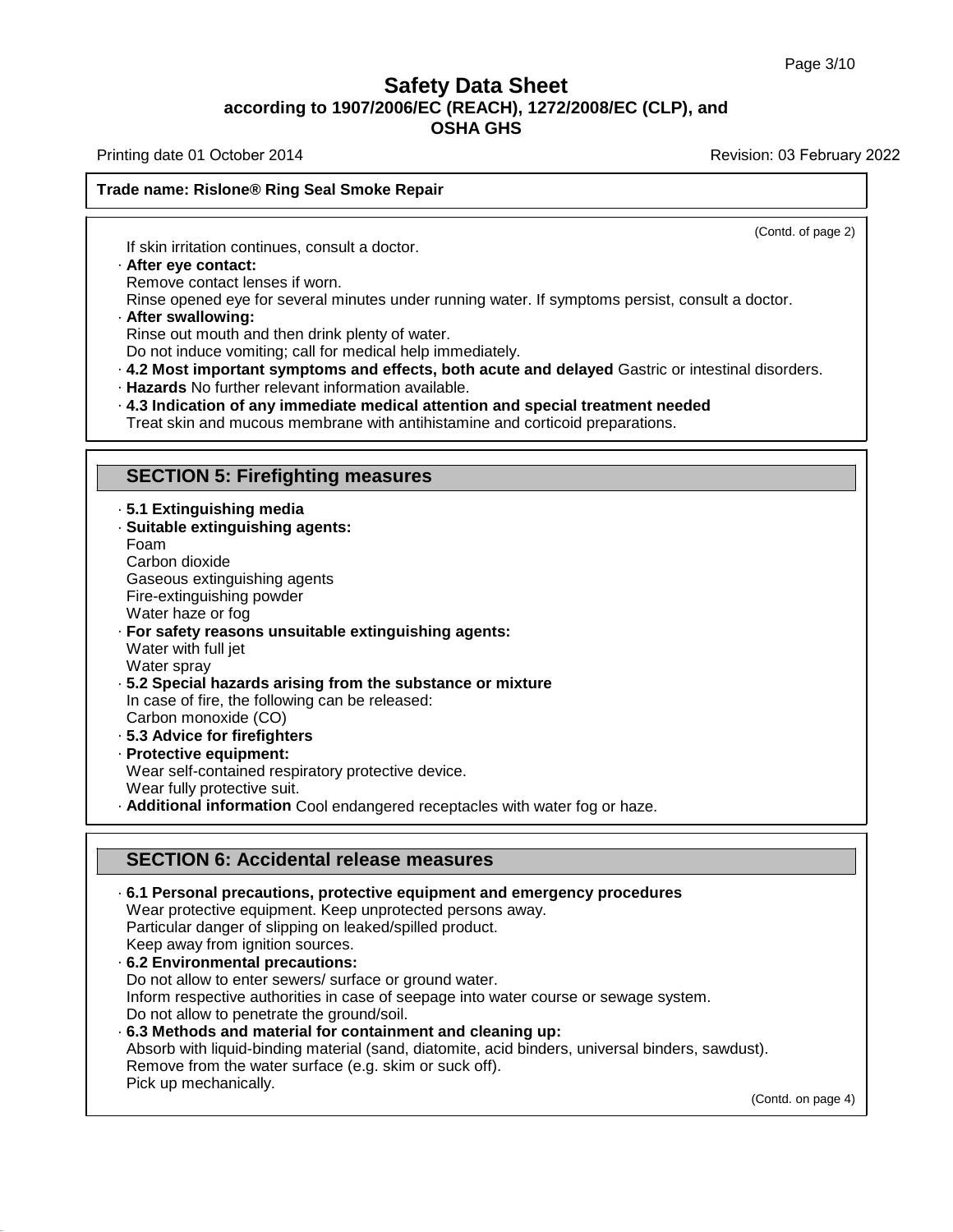**Trade name: Rislone® Ring Seal Smoke Repair**

(Contd. of page 2)

If skin irritation continues, consult a doctor.

· **After eye contact:**
Remove contact lenses if worn.
Rinse opened eye for several minutes under running water. If symptoms persist, consult a doctor.

· **After swallowing:**
Rinse out mouth and then drink plenty of water.
Do not induce vomiting; call for medical help immediately.

· **4.2 Most important symptoms and effects, both acute and delayed** Gastric or intestinal disorders.

· **Hazards** No further relevant information available.

· **4.3 Indication of any immediate medical attention and special treatment needed**
Treat skin and mucous membrane with antihistamine and corticoid preparations.

## SECTION 5: Firefighting measures

· **5.1 Extinguishing media**

· **Suitable extinguishing agents:**
Foam
Carbon dioxide
Gaseous extinguishing agents
Fire-extinguishing powder
Water haze or fog

· **For safety reasons unsuitable extinguishing agents:**
Water with full jet
Water spray

· **5.2 Special hazards arising from the substance or mixture**
In case of fire, the following can be released:
Carbon monoxide (CO)

· **5.3 Advice for firefighters**

· **Protective equipment:**
Wear self-contained respiratory protective device.
Wear fully protective suit.

· **Additional information** Cool endangered receptacles with water fog or haze.

## SECTION 6: Accidental release measures

· **6.1 Personal precautions, protective equipment and emergency procedures**
Wear protective equipment. Keep unprotected persons away.
Particular danger of slipping on leaked/spilled product.
Keep away from ignition sources.

· **6.2 Environmental precautions:**
Do not allow to enter sewers/ surface or ground water.
Inform respective authorities in case of seepage into water course or sewage system.
Do not allow to penetrate the ground/soil.

· **6.3 Methods and material for containment and cleaning up:**
Absorb with liquid-binding material (sand, diatomite, acid binders, universal binders, sawdust).
Remove from the water surface (e.g. skim or suck off).
Pick up mechanically.

(Contd. on page 4)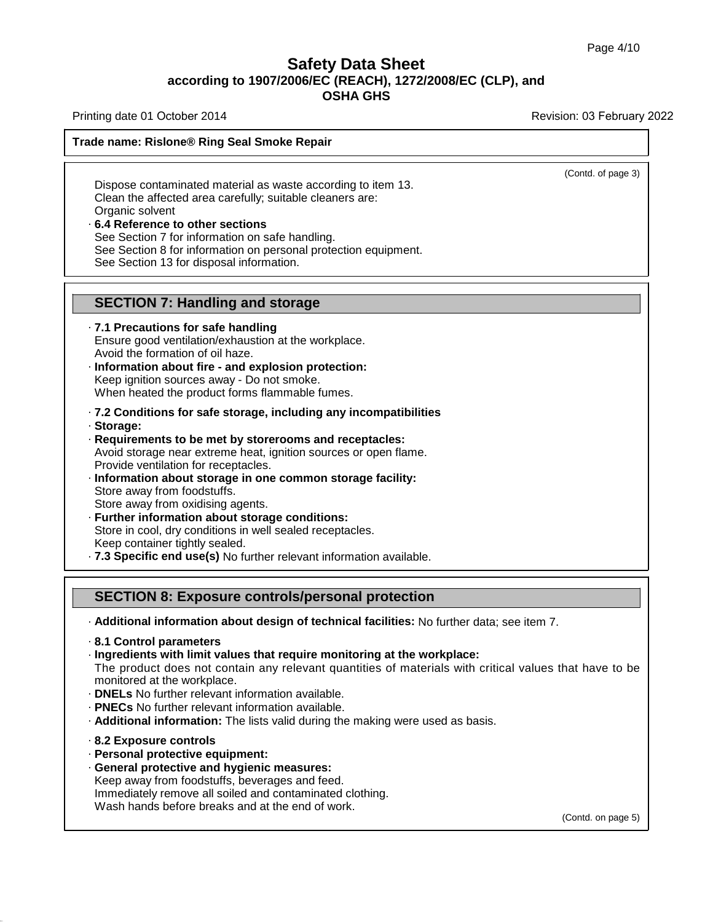**Trade name: Rislone® Ring Seal Smoke Repair**

(Contd. of page 3)

Dispose contaminated material as waste according to item 13.
Clean the affected area carefully; suitable cleaners are:
Organic solvent

· **6.4 Reference to other sections**
See Section 7 for information on safe handling.
See Section 8 for information on personal protection equipment.
See Section 13 for disposal information.

## SECTION 7: Handling and storage

· **7.1 Precautions for safe handling**
Ensure good ventilation/exhaustion at the workplace.
Avoid the formation of oil haze.

· **Information about fire - and explosion protection:**
Keep ignition sources away - Do not smoke.
When heated the product forms flammable fumes.

· **7.2 Conditions for safe storage, including any incompatibilities**

· **Storage:**

· **Requirements to be met by storerooms and receptacles:**
Avoid storage near extreme heat, ignition sources or open flame.
Provide ventilation for receptacles.

· **Information about storage in one common storage facility:**
Store away from foodstuffs.
Store away from oxidising agents.

· **Further information about storage conditions:**
Store in cool, dry conditions in well sealed receptacles.
Keep container tightly sealed.

· **7.3 Specific end use(s)** No further relevant information available.

## SECTION 8: Exposure controls/personal protection

· **Additional information about design of technical facilities:** No further data; see item 7.

· **8.1 Control parameters**

· **Ingredients with limit values that require monitoring at the workplace:**
The product does not contain any relevant quantities of materials with critical values that have to be monitored at the workplace.

· **DNELs** No further relevant information available.

· **PNECs** No further relevant information available.

· **Additional information:** The lists valid during the making were used as basis.

· **8.2 Exposure controls**

· **Personal protective equipment:**

· **General protective and hygienic measures:**
Keep away from foodstuffs, beverages and feed.
Immediately remove all soiled and contaminated clothing.
Wash hands before breaks and at the end of work.

(Contd. on page 5)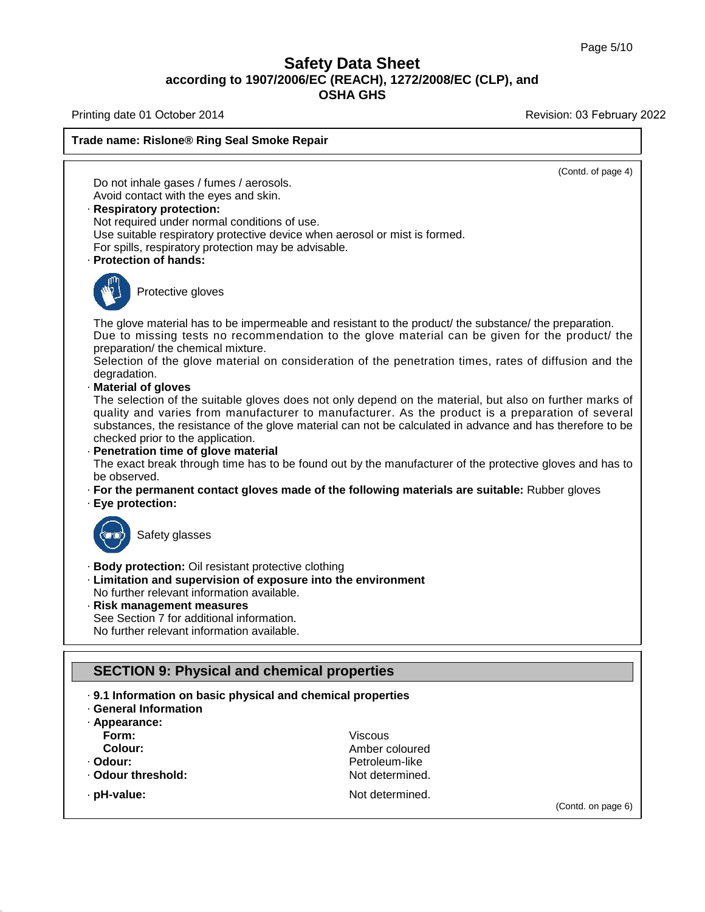(Contd. of page 4)

Do not inhale gases / fumes / aerosols.
Avoid contact with the eyes and skin.

· **Respiratory protection:**
Not required under normal conditions of use.
Use suitable respiratory protective device when aerosol or mist is formed.
For spills, respiratory protection may be advisable.

· **Protection of hands:**

Protective gloves

The glove material has to be impermeable and resistant to the product/ the substance/ the preparation.
Due to missing tests no recommendation to the glove material can be given for the product/ the preparation/ the chemical mixture.
Selection of the glove material on consideration of the penetration times, rates of diffusion and the degradation.

· **Material of gloves**
The selection of the suitable gloves does not only depend on the material, but also on further marks of quality and varies from manufacturer to manufacturer. As the product is a preparation of several substances, the resistance of the glove material can not be calculated in advance and has therefore to be checked prior to the application.

· **Penetration time of glove material**
The exact break through time has to be found out by the manufacturer of the protective gloves and has to be observed.

· **For the permanent contact gloves made of the following materials are suitable:** Rubber gloves

· **Eye protection:**

Safety glasses

· **Body protection:** Oil resistant protective clothing

· **Limitation and supervision of exposure into the environment**
No further relevant information available.

· **Risk management measures**
See Section 7 for additional information.
No further relevant information available.

## SECTION 9: Physical and chemical properties

· **9.1 Information on basic physical and chemical properties**

· **General Information**

· **Appearance:**

| | |
|---|---|
| **Form:** | Viscous |
| **Colour:** | Amber coloured |
| · **Odour:** | Petroleum-like |
| · **Odour threshold:** | Not determined. |
| · **pH-value:** | Not determined. |

(Contd. on page 6)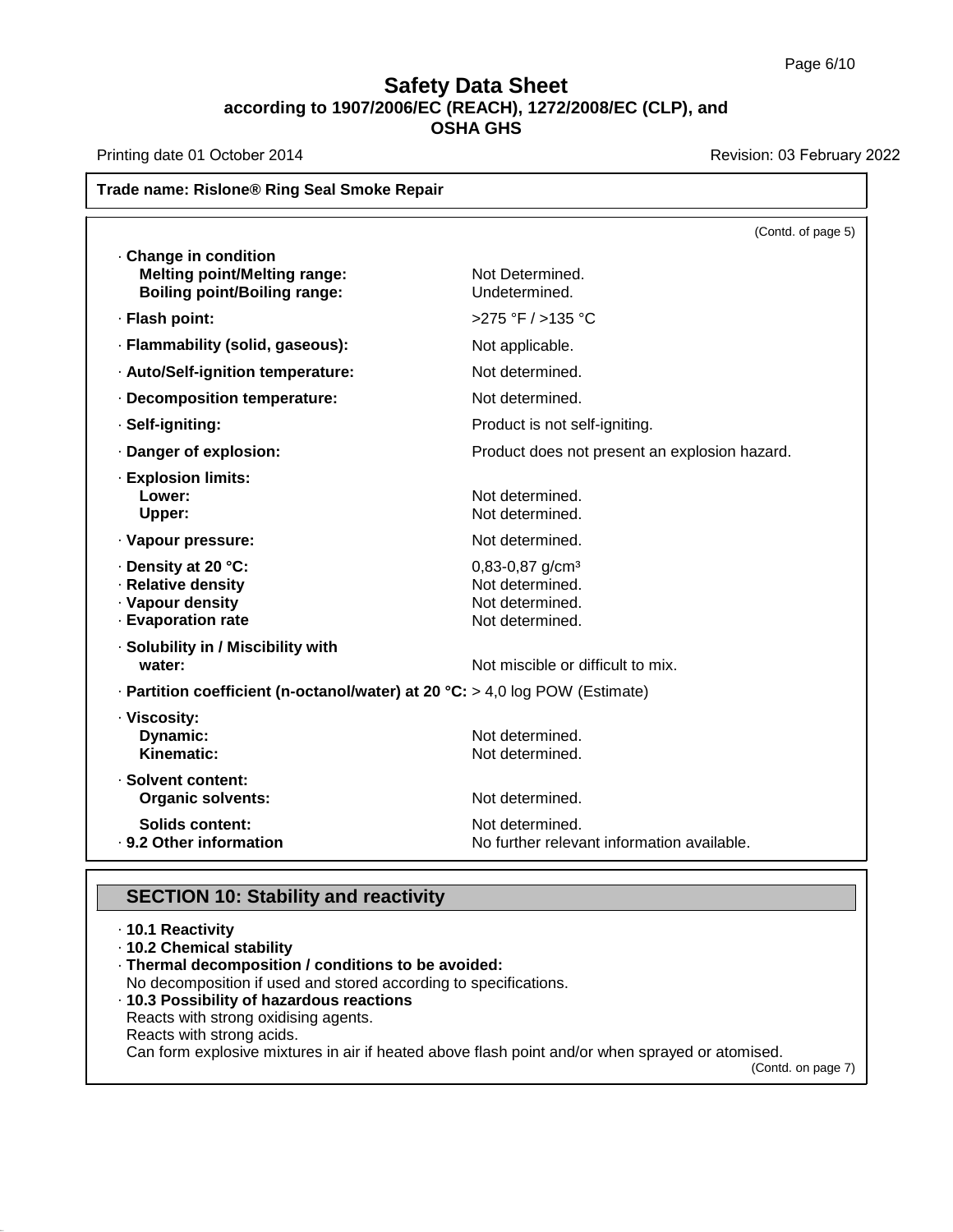**Trade name: Rislone® Ring Seal Smoke Repair**

(Contd. of page 5)

| | |
|---|---|
| · **Change in condition** | |
| **Melting point/Melting range:** | Not Determined. |
| **Boiling point/Boiling range:** | Undetermined. |
| · **Flash point:** | >275 °F / >135 °C |
| · **Flammability (solid, gaseous):** | Not applicable. |
| · **Auto/Self-ignition temperature:** | Not determined. |
| · **Decomposition temperature:** | Not determined. |
| · **Self-igniting:** | Product is not self-igniting. |
| · **Danger of explosion:** | Product does not present an explosion hazard. |
| · **Explosion limits:** | |
| **Lower:** | Not determined. |
| **Upper:** | Not determined. |
| · **Vapour pressure:** | Not determined. |
| · **Density at 20 °C:** | 0,83-0,87 g/cm³ |
| · **Relative density** | Not determined. |
| · **Vapour density** | Not determined. |
| · **Evaporation rate** | Not determined. |
| · **Solubility in / Miscibility with water:** | Not miscible or difficult to mix. |
| · **Partition coefficient (n-octanol/water) at 20 °C:** | > 4,0 log POW (Estimate) |
| · **Viscosity:** | |
| **Dynamic:** | Not determined. |
| **Kinematic:** | Not determined. |
| · **Solvent content:** | |
| **Organic solvents:** | Not determined. |
| **Solids content:** | Not determined. |
| · **9.2 Other information** | No further relevant information available. |

## SECTION 10: Stability and reactivity

· **10.1 Reactivity**

· **10.2 Chemical stability**

· **Thermal decomposition / conditions to be avoided:**
No decomposition if used and stored according to specifications.

· **10.3 Possibility of hazardous reactions**
Reacts with strong oxidising agents.
Reacts with strong acids.
Can form explosive mixtures in air if heated above flash point and/or when sprayed or atomised.

(Contd. on page 7)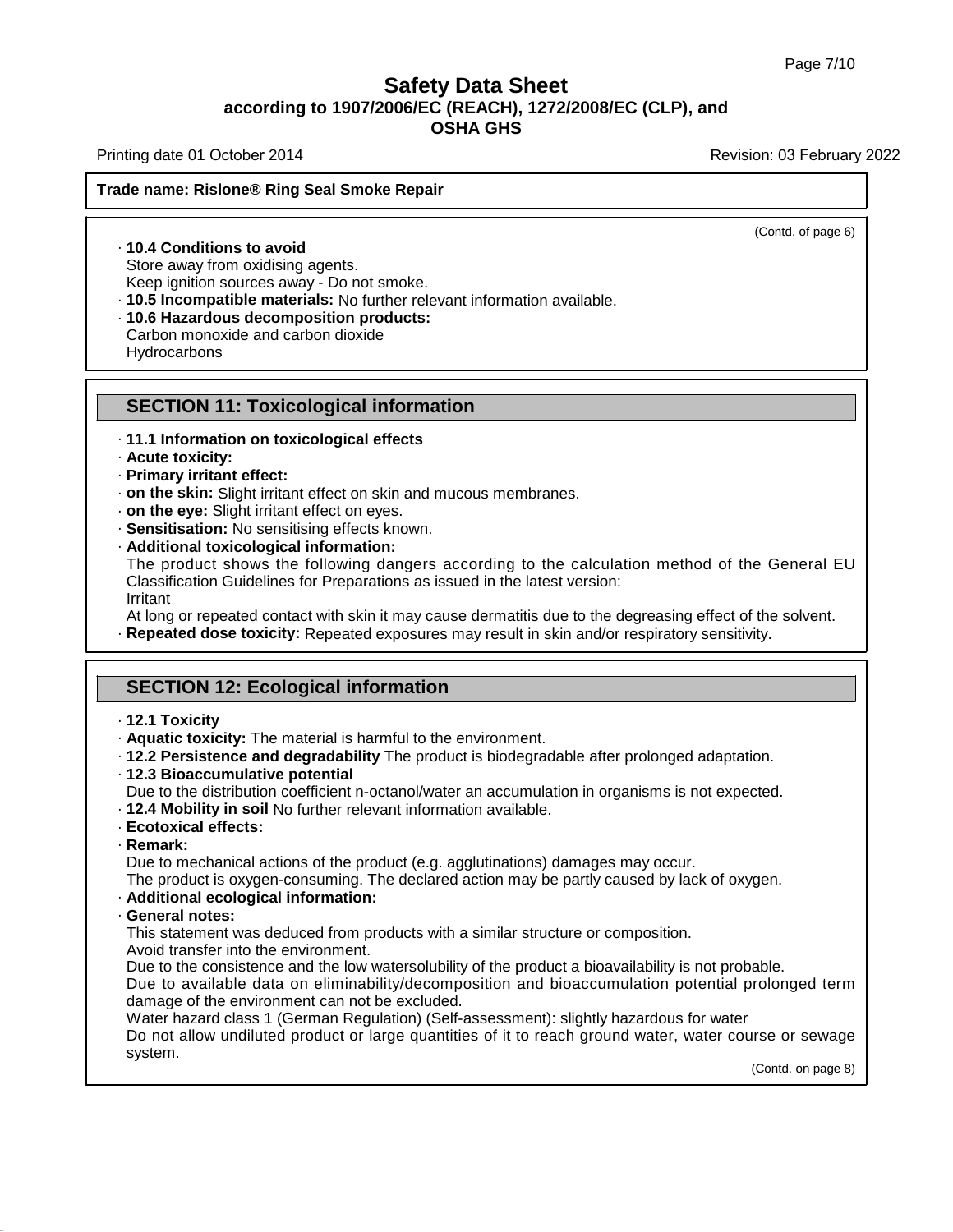(Contd. of page 6)

· **10.4 Conditions to avoid**
Store away from oxidising agents.
Keep ignition sources away - Do not smoke.
· **10.5 Incompatible materials:** No further relevant information available.
· **10.6 Hazardous decomposition products:**
Carbon monoxide and carbon dioxide
Hydrocarbons

## SECTION 11: Toxicological information

· **11.1 Information on toxicological effects**
· **Acute toxicity:**
· **Primary irritant effect:**
· **on the skin:** Slight irritant effect on skin and mucous membranes.
· **on the eye:** Slight irritant effect on eyes.
· **Sensitisation:** No sensitising effects known.
· **Additional toxicological information:**
The product shows the following dangers according to the calculation method of the General EU Classification Guidelines for Preparations as issued in the latest version:
Irritant
At long or repeated contact with skin it may cause dermatitis due to the degreasing effect of the solvent.
· **Repeated dose toxicity:** Repeated exposures may result in skin and/or respiratory sensitivity.

## SECTION 12: Ecological information

· **12.1 Toxicity**
· **Aquatic toxicity:** The material is harmful to the environment.
· **12.2 Persistence and degradability** The product is biodegradable after prolonged adaptation.
· **12.3 Bioaccumulative potential**
Due to the distribution coefficient n-octanol/water an accumulation in organisms is not expected.
· **12.4 Mobility in soil** No further relevant information available.
· **Ecotoxical effects:**
· **Remark:**
Due to mechanical actions of the product (e.g. agglutinations) damages may occur.
The product is oxygen-consuming. The declared action may be partly caused by lack of oxygen.
· **Additional ecological information:**
· **General notes:**
This statement was deduced from products with a similar structure or composition.
Avoid transfer into the environment.
Due to the consistence and the low watersolubility of the product a bioavailability is not probable.
Due to available data on eliminability/decomposition and bioaccumulation potential prolonged term damage of the environment can not be excluded.
Water hazard class 1 (German Regulation) (Self-assessment): slightly hazardous for water
Do not allow undiluted product or large quantities of it to reach ground water, water course or sewage system.

(Contd. on page 8)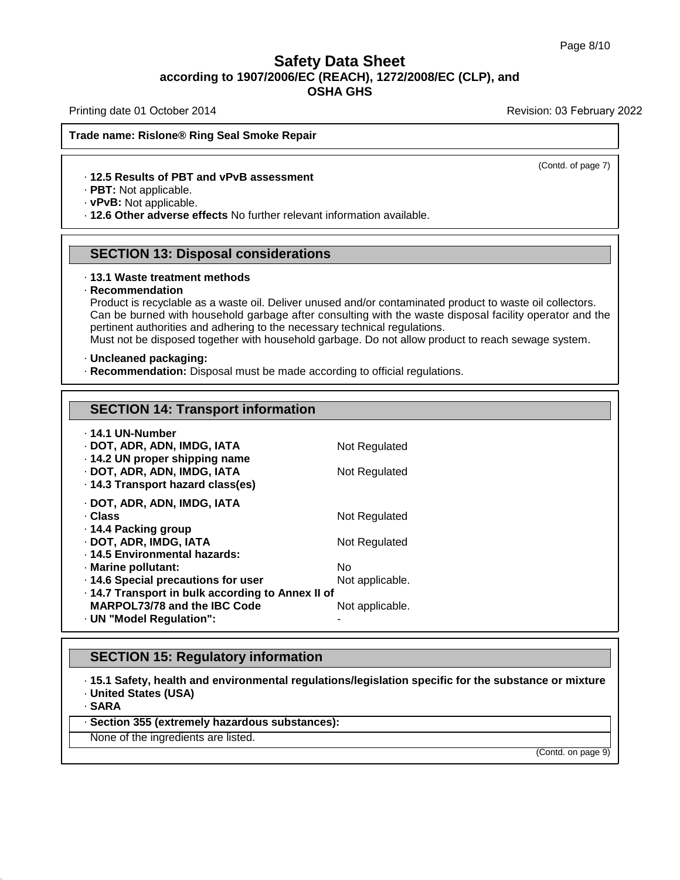**Trade name: Rislone® Ring Seal Smoke Repair**

(Contd. of page 7)

· **12.5 Results of PBT and vPvB assessment**
· **PBT:** Not applicable.
· **vPvB:** Not applicable.
· **12.6 Other adverse effects** No further relevant information available.

## SECTION 13: Disposal considerations

· **13.1 Waste treatment methods**
· **Recommendation**
Product is recyclable as a waste oil. Deliver unused and/or contaminated product to waste oil collectors. Can be burned with household garbage after consulting with the waste disposal facility operator and the pertinent authorities and adhering to the necessary technical regulations.
Must not be disposed together with household garbage. Do not allow product to reach sewage system.

· **Uncleaned packaging:**
· **Recommendation:** Disposal must be made according to official regulations.

## SECTION 14: Transport information

· **14.1 UN-Number**
· **DOT, ADR, ADN, IMDG, IATA** Not Regulated
· **14.2 UN proper shipping name**
· **DOT, ADR, ADN, IMDG, IATA** Not Regulated
· **14.3 Transport hazard class(es)**

· **DOT, ADR, ADN, IMDG, IATA**
· **Class** Not Regulated
· **14.4 Packing group**
· **DOT, ADR, IMDG, IATA** Not Regulated
· **14.5 Environmental hazards:**
· **Marine pollutant:** No
· **14.6 Special precautions for user** Not applicable.
· **14.7 Transport in bulk according to Annex II of MARPOL73/78 and the IBC Code** Not applicable.
· **UN "Model Regulation":** -

## SECTION 15: Regulatory information

· **15.1 Safety, health and environmental regulations/legislation specific for the substance or mixture**
· **United States (USA)**
· **SARA**

· **Section 355 (extremely hazardous substances):**

None of the ingredients are listed.

(Contd. on page 9)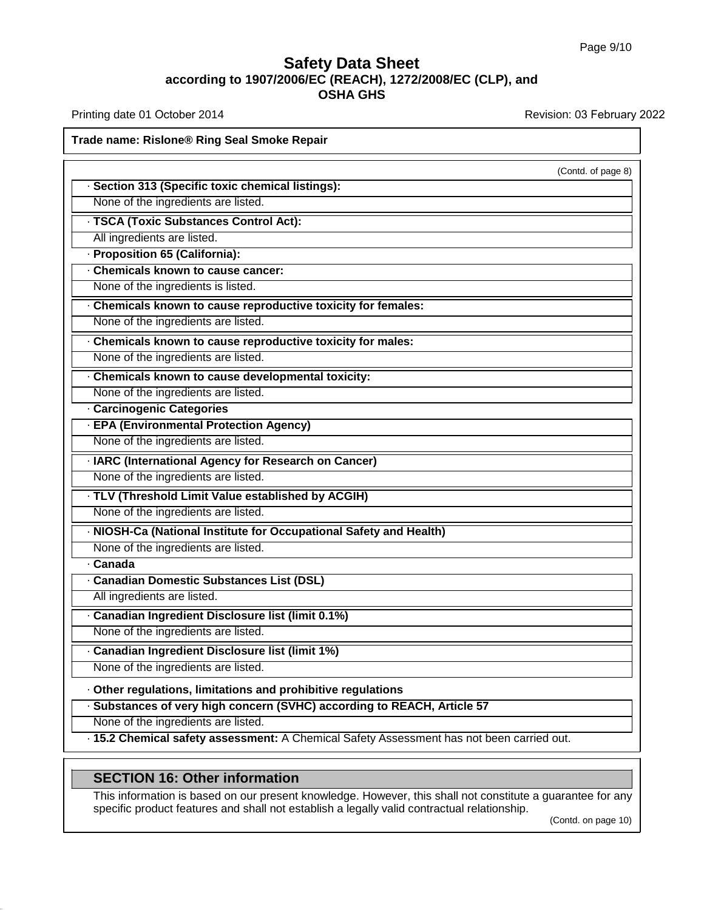(Contd. of page 8)

· **Section 313 (Specific toxic chemical listings):**

None of the ingredients are listed.

· **TSCA (Toxic Substances Control Act):**

All ingredients are listed.

· **Proposition 65 (California):**

· **Chemicals known to cause cancer:**

None of the ingredients is listed.

· **Chemicals known to cause reproductive toxicity for females:**

None of the ingredients are listed.

· **Chemicals known to cause reproductive toxicity for males:**

None of the ingredients are listed.

· **Chemicals known to cause developmental toxicity:**

None of the ingredients are listed.

· **Carcinogenic Categories**

· **EPA (Environmental Protection Agency)**

None of the ingredients are listed.

· **IARC (International Agency for Research on Cancer)**

None of the ingredients are listed.

· **TLV (Threshold Limit Value established by ACGIH)**

None of the ingredients are listed.

· **NIOSH-Ca (National Institute for Occupational Safety and Health)**

None of the ingredients are listed.

· **Canada**

· **Canadian Domestic Substances List (DSL)**

All ingredients are listed.

· **Canadian Ingredient Disclosure list (limit 0.1%)**

None of the ingredients are listed.

· **Canadian Ingredient Disclosure list (limit 1%)**

None of the ingredients are listed.

· **Other regulations, limitations and prohibitive regulations**

· **Substances of very high concern (SVHC) according to REACH, Article 57**

None of the ingredients are listed.

· **15.2 Chemical safety assessment:** A Chemical Safety Assessment has not been carried out.

## SECTION 16: Other information

This information is based on our present knowledge. However, this shall not constitute a guarantee for any specific product features and shall not establish a legally valid contractual relationship.

(Contd. on page 10)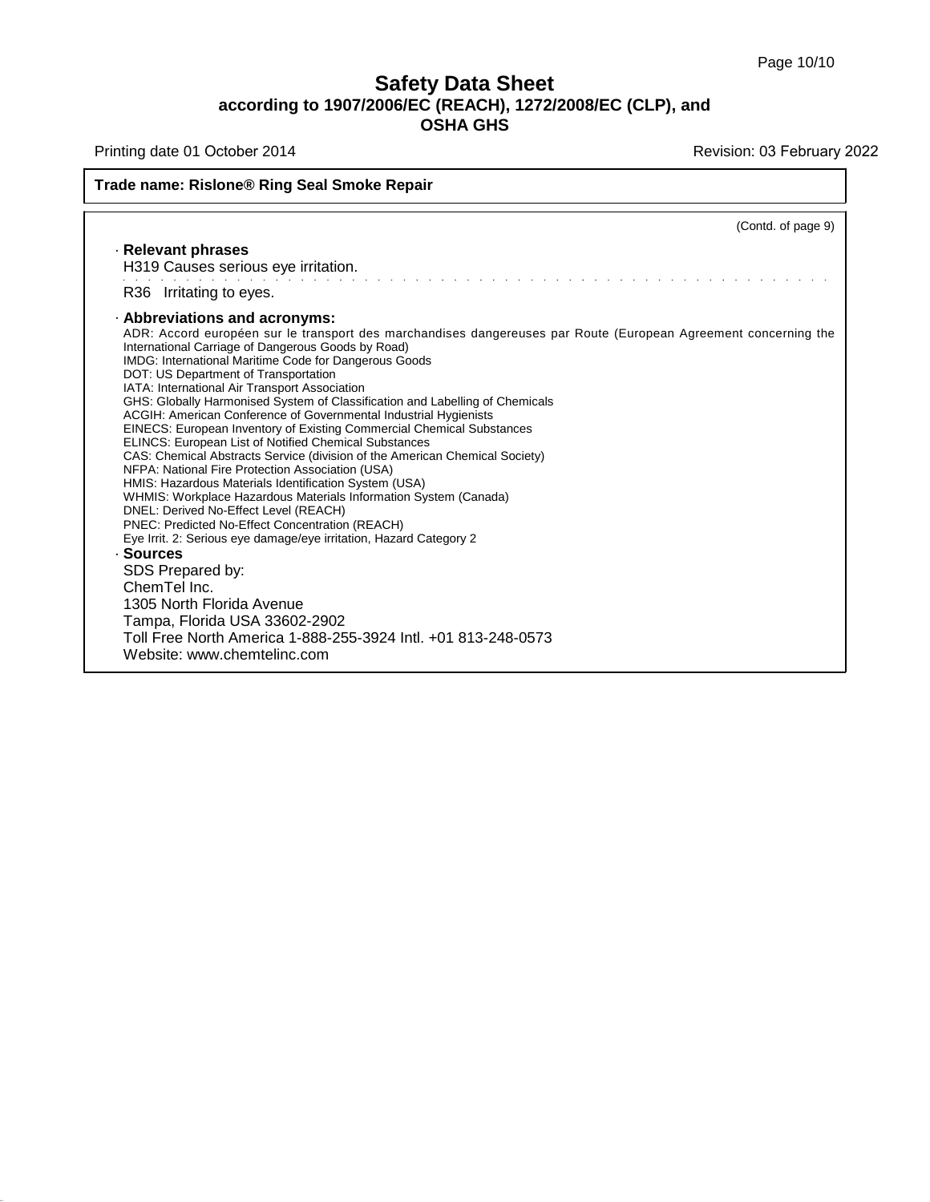# Safety Data Sheet
## according to 1907/2006/EC (REACH), 1272/2008/EC (CLP), and OSHA GHS

Printing date 01 October 2014 Revision: 03 February 2022

**Trade name: Rislone® Ring Seal Smoke Repair**

(Contd. of page 9)

· **Relevant phrases**

H319 Causes serious eye irritation.

R36 Irritating to eyes.

· **Abbreviations and acronyms:**

ADR: Accord européen sur le transport des marchandises dangereuses par Route (European Agreement concerning the International Carriage of Dangerous Goods by Road)
IMDG: International Maritime Code for Dangerous Goods
DOT: US Department of Transportation
IATA: International Air Transport Association
GHS: Globally Harmonised System of Classification and Labelling of Chemicals
ACGIH: American Conference of Governmental Industrial Hygienists
EINECS: European Inventory of Existing Commercial Chemical Substances
ELINCS: European List of Notified Chemical Substances
CAS: Chemical Abstracts Service (division of the American Chemical Society)
NFPA: National Fire Protection Association (USA)
HMIS: Hazardous Materials Identification System (USA)
WHMIS: Workplace Hazardous Materials Information System (Canada)
DNEL: Derived No-Effect Level (REACH)
PNEC: Predicted No-Effect Concentration (REACH)
Eye Irrit. 2: Serious eye damage/eye irritation, Hazard Category 2

· **Sources**

SDS Prepared by:
ChemTel Inc.
1305 North Florida Avenue
Tampa, Florida USA 33602-2902
Toll Free North America 1-888-255-3924 Intl. +01 813-248-0573
Website: www.chemtelinc.com